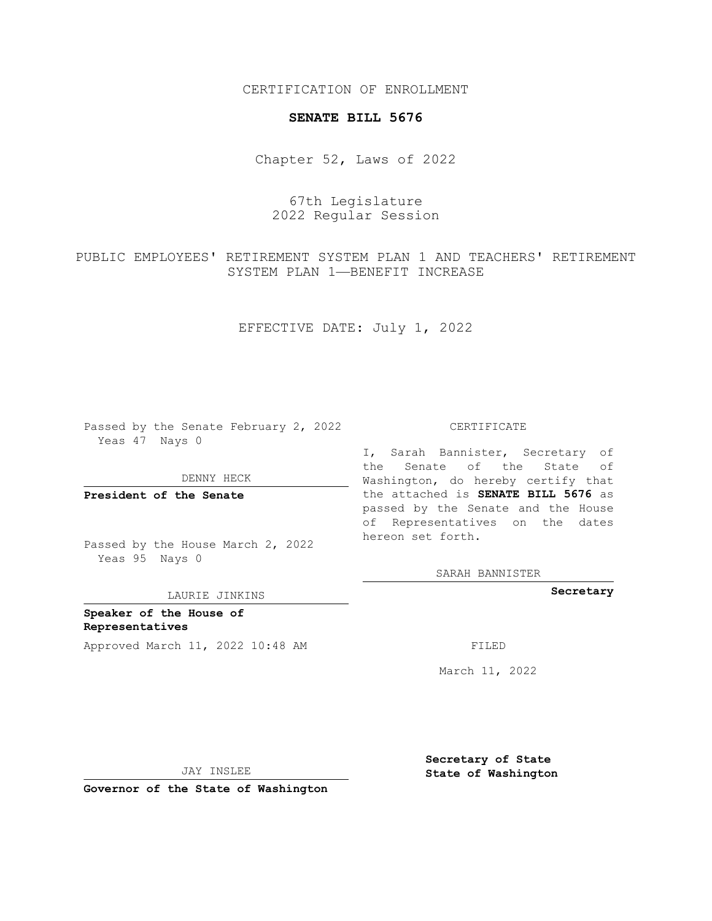CERTIFICATION OF ENROLLMENT

**SENATE BILL 5676**

Chapter 52, Laws of 2022

67th Legislature
2022 Regular Session

PUBLIC EMPLOYEES' RETIREMENT SYSTEM PLAN 1 AND TEACHERS' RETIREMENT SYSTEM PLAN 1—BENEFIT INCREASE

EFFECTIVE DATE: July 1, 2022

Passed by the Senate February 2, 2022
Yeas 47 Nays 0

DENNY HECK

**President of the Senate**

Passed by the House March 2, 2022
Yeas 95 Nays 0

LAURIE JINKINS

**Speaker of the House of Representatives**

Approved March 11, 2022 10:48 AM

JAY INSLEE

**Governor of the State of Washington**

CERTIFICATE

I, Sarah Bannister, Secretary of the Senate of the State of Washington, do hereby certify that the attached is **SENATE BILL 5676** as passed by the Senate and the House of Representatives on the dates hereon set forth.

SARAH BANNISTER

**Secretary**

FILED

March 11, 2022

**Secretary of State**
**State of Washington**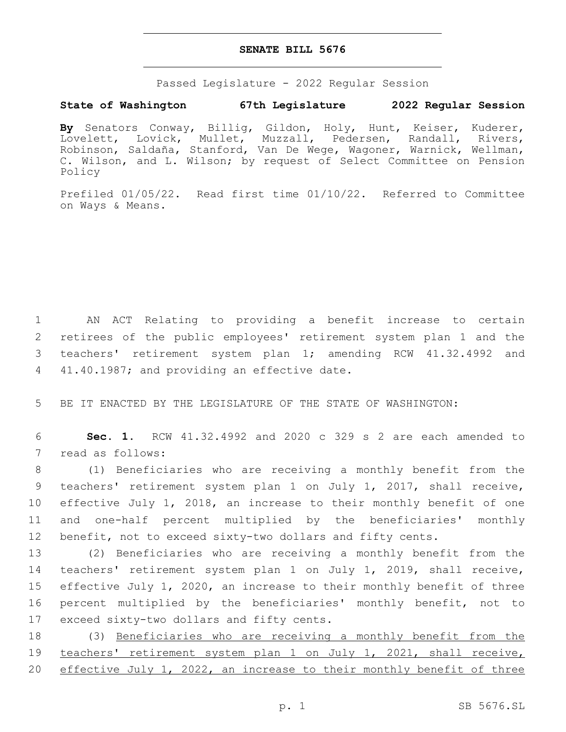# SENATE BILL 5676

Passed Legislature - 2022 Regular Session

**State of Washington 67th Legislature 2022 Regular Session**

**By** Senators Conway, Billig, Gildon, Holy, Hunt, Keiser, Kuderer, Lovelett, Lovick, Mullet, Muzzall, Pedersen, Randall, Rivers, Robinson, Saldaña, Stanford, Van De Wege, Wagoner, Warnick, Wellman, C. Wilson, and L. Wilson; by request of Select Committee on Pension Policy

Prefiled 01/05/22. Read first time 01/10/22. Referred to Committee on Ways & Means.

1 AN ACT Relating to providing a benefit increase to certain
2 retirees of the public employees' retirement system plan 1 and the
3 teachers' retirement system plan 1; amending RCW 41.32.4992 and
4 41.40.1987; and providing an effective date.

5 BE IT ENACTED BY THE LEGISLATURE OF THE STATE OF WASHINGTON:

6 **Sec. 1.** RCW 41.32.4992 and 2020 c 329 s 2 are each amended to
7 read as follows:

8 (1) Beneficiaries who are receiving a monthly benefit from the
9 teachers' retirement system plan 1 on July 1, 2017, shall receive,
10 effective July 1, 2018, an increase to their monthly benefit of one
11 and one-half percent multiplied by the beneficiaries' monthly
12 benefit, not to exceed sixty-two dollars and fifty cents.

13 (2) Beneficiaries who are receiving a monthly benefit from the
14 teachers' retirement system plan 1 on July 1, 2019, shall receive,
15 effective July 1, 2020, an increase to their monthly benefit of three
16 percent multiplied by the beneficiaries' monthly benefit, not to
17 exceed sixty-two dollars and fifty cents.

18 (3) Beneficiaries who are receiving a monthly benefit from the
19 teachers' retirement system plan 1 on July 1, 2021, shall receive,
20 effective July 1, 2022, an increase to their monthly benefit of three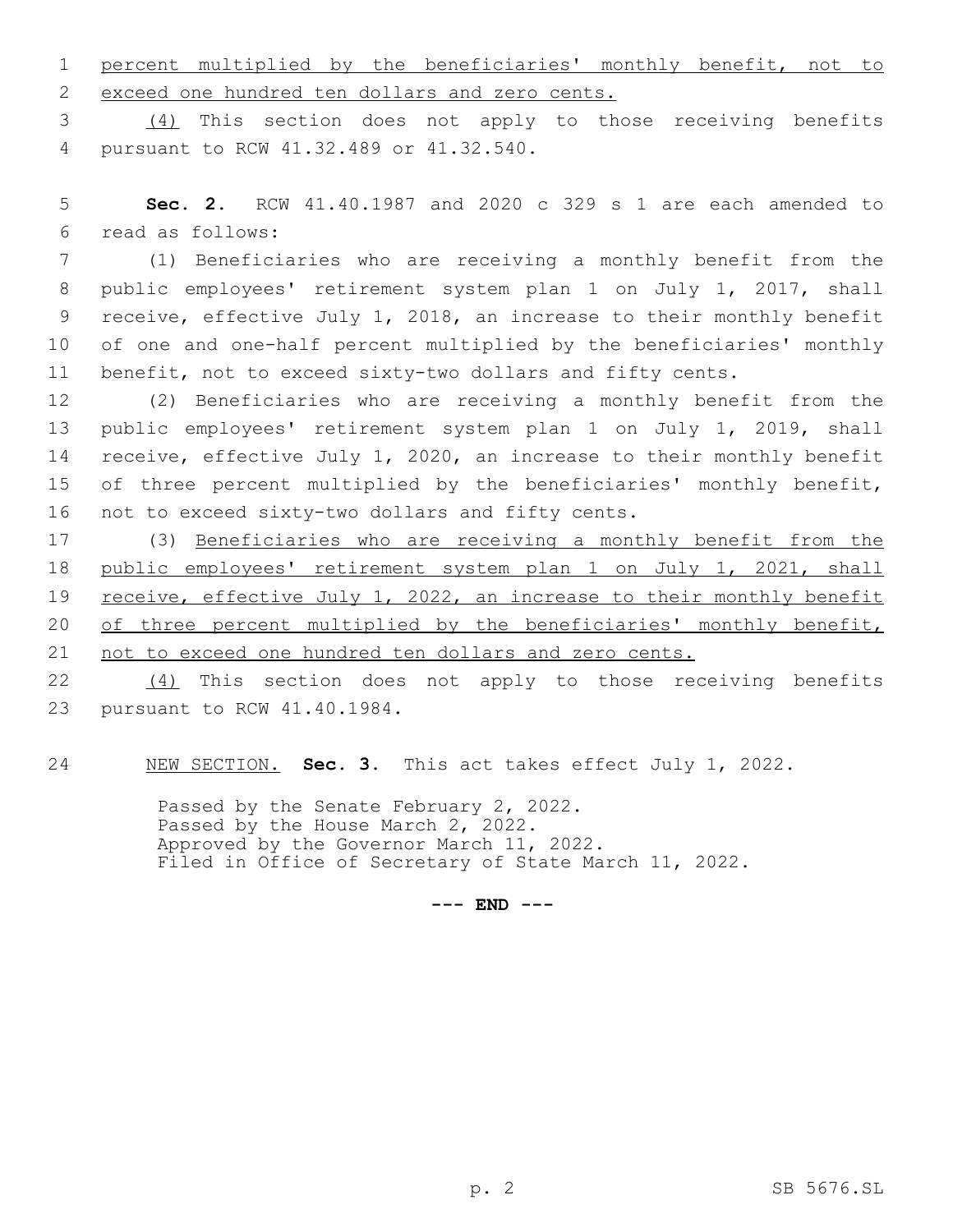percent multiplied by the beneficiaries' monthly benefit, not to exceed one hundred ten dollars and zero cents.

(4) This section does not apply to those receiving benefits pursuant to RCW 41.32.489 or 41.32.540.

**Sec. 2.** RCW 41.40.1987 and 2020 c 329 s 1 are each amended to read as follows:

(1) Beneficiaries who are receiving a monthly benefit from the public employees' retirement system plan 1 on July 1, 2017, shall receive, effective July 1, 2018, an increase to their monthly benefit of one and one-half percent multiplied by the beneficiaries' monthly benefit, not to exceed sixty-two dollars and fifty cents.

(2) Beneficiaries who are receiving a monthly benefit from the public employees' retirement system plan 1 on July 1, 2019, shall receive, effective July 1, 2020, an increase to their monthly benefit of three percent multiplied by the beneficiaries' monthly benefit, not to exceed sixty-two dollars and fifty cents.

(3) Beneficiaries who are receiving a monthly benefit from the public employees' retirement system plan 1 on July 1, 2021, shall receive, effective July 1, 2022, an increase to their monthly benefit of three percent multiplied by the beneficiaries' monthly benefit, not to exceed one hundred ten dollars and zero cents.

(4) This section does not apply to those receiving benefits pursuant to RCW 41.40.1984.

NEW SECTION. **Sec. 3.** This act takes effect July 1, 2022.

Passed by the Senate February 2, 2022.
Passed by the House March 2, 2022.
Approved by the Governor March 11, 2022.
Filed in Office of Secretary of State March 11, 2022.

**--- END ---**